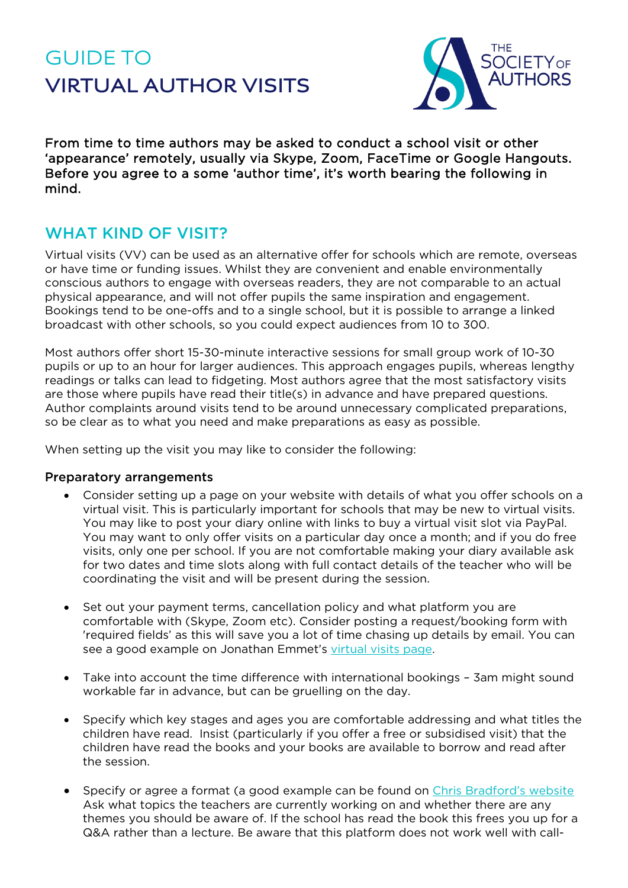# GUIDE TO VIRTUAL AUTHOR VISITS

**From time to time authors may be asked to conduct a school visit or other 'appearance' remotely, usually via Skype, Zoom, FaceTime or Google Hangouts. Before you agree to a some 'author time', it's worth bearing the following in mind.**

## WHAT KIND OF VISIT?

Virtual visits (VV) can be used as an alternative offer for schools which are remote, overseas or have time or funding issues. Whilst they are convenient and enable environmentally conscious authors to engage with overseas readers, they are not comparable to an actual physical appearance, and will not offer pupils the same inspiration and engagement. Bookings tend to be one-offs and to a single school, but it is possible to arrange a linked broadcast with other schools, so you could expect audiences from 10 to 300.

Most authors offer short 15-30-minute interactive sessions for small group work of 10-30 pupils or up to an hour for larger audiences. This approach engages pupils, whereas lengthy readings or talks can lead to fidgeting. Most authors agree that the most satisfactory visits are those where pupils have read their title(s) in advance and have prepared questions. Author complaints around visits tend to be around unnecessary complicated preparations, so be clear as to what you need and make preparations as easy as possible.

When setting up the visit you may like to consider the following:

### Preparatory arrangements

- Consider setting up a page on your website with details of what you offer schools on a virtual visit. This is particularly important for schools that may be new to virtual visits. You may like to post your diary online with links to buy a virtual visit slot via PayPal. You may want to only offer visits on a particular day once a month; and if you do free visits, only one per school. If you are not comfortable making your diary available ask for two dates and time slots along with full contact details of the teacher who will be coordinating the visit and will be present during the session.

- Set out your payment terms, cancellation policy and what platform you are comfortable with (Skype, Zoom etc). Consider posting a request/booking form with 'required fields' as this will save you a lot of time chasing up details by email. You can see a good example on Jonathan Emmet's virtual visits page.

- Take into account the time difference with international bookings – 3am might sound workable far in advance, but can be gruelling on the day.

- Specify which key stages and ages you are comfortable addressing and what titles the children have read. Insist (particularly if you offer a free or subsidised visit) that the children have read the books and your books are available to borrow and read after the session.

- Specify or agree a format (a good example can be found on Chris Bradford's website Ask what topics the teachers are currently working on and whether there are any themes you should be aware of. If the school has read the book this frees you up for a Q&A rather than a lecture. Be aware that this platform does not work well with call-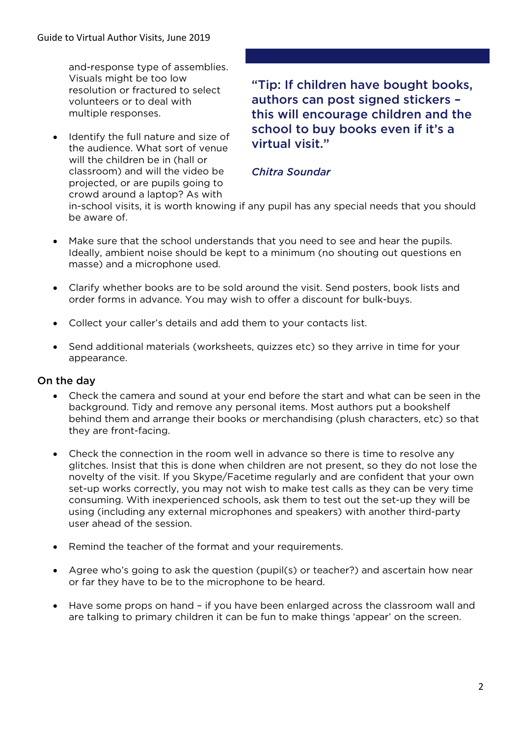and-response type of assemblies. Visuals might be too low resolution or fractured to select volunteers or to deal with multiple responses.

- Identify the full nature and size of the audience. What sort of venue will the children be in (hall or classroom) and will the video be projected, or are pupils going to crowd around a laptop? As with in-school visits, it is worth knowing if any pupil has any special needs that you should be aware of.

> **"Tip: If children have bought books, authors can post signed stickers – this will encourage children and the school to buy books even if it's a virtual visit."**
>
> *Chitra Soundar*

- Make sure that the school understands that you need to see and hear the pupils. Ideally, ambient noise should be kept to a minimum (no shouting out questions en masse) and a microphone used.

- Clarify whether books are to be sold around the visit. Send posters, book lists and order forms in advance. You may wish to offer a discount for bulk-buys.

- Collect your caller's details and add them to your contacts list.

- Send additional materials (worksheets, quizzes etc) so they arrive in time for your appearance.

## On the day

- Check the camera and sound at your end before the start and what can be seen in the background. Tidy and remove any personal items. Most authors put a bookshelf behind them and arrange their books or merchandising (plush characters, etc) so that they are front-facing.

- Check the connection in the room well in advance so there is time to resolve any glitches. Insist that this is done when children are not present, so they do not lose the novelty of the visit. If you Skype/Facetime regularly and are confident that your own set-up works correctly, you may not wish to make test calls as they can be very time consuming. With inexperienced schools, ask them to test out the set-up they will be using (including any external microphones and speakers) with another third-party user ahead of the session.

- Remind the teacher of the format and your requirements.

- Agree who's going to ask the question (pupil(s) or teacher?) and ascertain how near or far they have to be to the microphone to be heard.

- Have some props on hand – if you have been enlarged across the classroom wall and are talking to primary children it can be fun to make things 'appear' on the screen.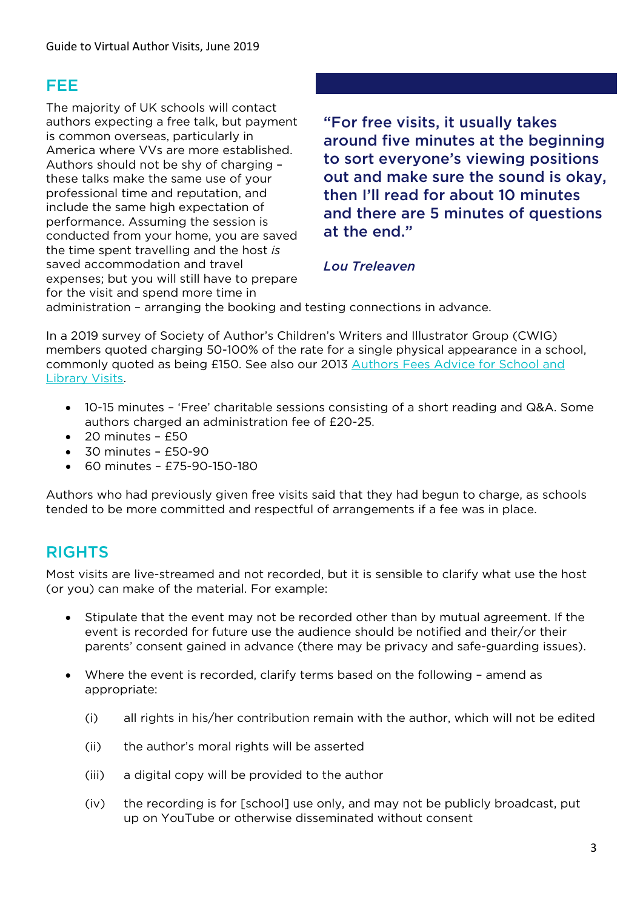## FEE

The majority of UK schools will contact authors expecting a free talk, but payment is common overseas, particularly in America where VVs are more established. Authors should not be shy of charging – these talks make the same use of your professional time and reputation, and include the same high expectation of performance. Assuming the session is conducted from your home, you are saved the time spent travelling and the host *is* saved accommodation and travel expenses; but you will still have to prepare for the visit and spend more time in administration – arranging the booking and testing connections in advance.

> **"For free visits, it usually takes around five minutes at the beginning to sort everyone's viewing positions out and make sure the sound is okay, then I'll read for about 10 minutes and there are 5 minutes of questions at the end."**
>
> *Lou Treleaven*

In a 2019 survey of Society of Author's Children's Writers and Illustrator Group (CWIG) members quoted charging 50-100% of the rate for a single physical appearance in a school, commonly quoted as being £150. See also our 2013 [Authors Fees Advice for School and Library Visits](Authors Fees Advice for School and Library Visits).

- 10-15 minutes – 'Free' charitable sessions consisting of a short reading and Q&A. Some authors charged an administration fee of £20-25.
- 20 minutes – £50
- 30 minutes – £50-90
- 60 minutes – £75-90-150-180

Authors who had previously given free visits said that they had begun to charge, as schools tended to be more committed and respectful of arrangements if a fee was in place.

## RIGHTS

Most visits are live-streamed and not recorded, but it is sensible to clarify what use the host (or you) can make of the material. For example:

- Stipulate that the event may not be recorded other than by mutual agreement. If the event is recorded for future use the audience should be notified and their/or their parents' consent gained in advance (there may be privacy and safe-guarding issues).

- Where the event is recorded, clarify terms based on the following – amend as appropriate:

  (i) all rights in his/her contribution remain with the author, which will not be edited

  (ii) the author's moral rights will be asserted

  (iii) a digital copy will be provided to the author

  (iv) the recording is for [school] use only, and may not be publicly broadcast, put up on YouTube or otherwise disseminated without consent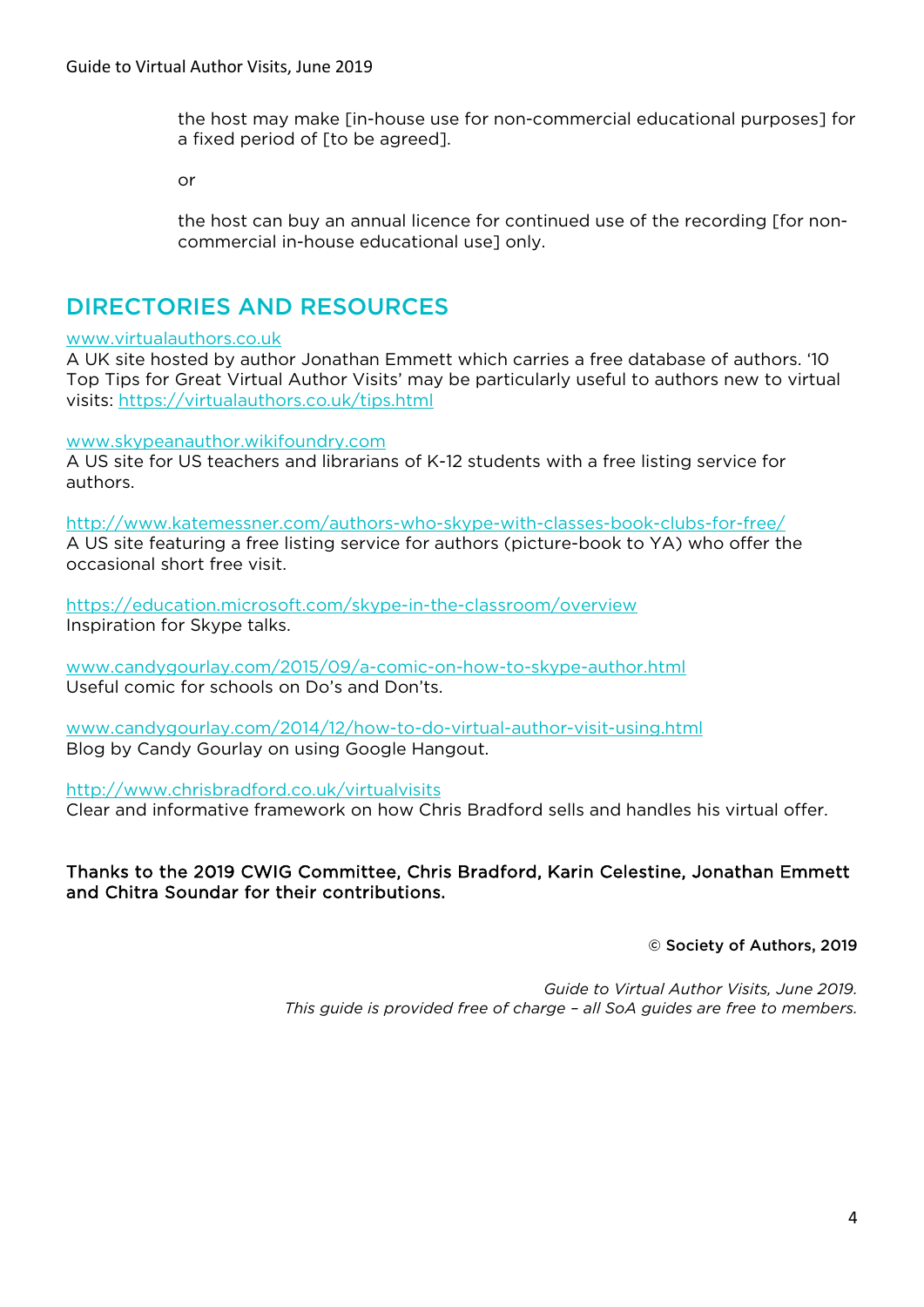the host may make [in-house use for non-commercial educational purposes] for a fixed period of [to be agreed].

or

the host can buy an annual licence for continued use of the recording [for non-commercial in-house educational use] only.

## DIRECTORIES AND RESOURCES

www.virtualauthors.co.uk
A UK site hosted by author Jonathan Emmett which carries a free database of authors. '10 Top Tips for Great Virtual Author Visits' may be particularly useful to authors new to virtual visits: https://virtualauthors.co.uk/tips.html

www.skypeanauthor.wikifoundry.com
A US site for US teachers and librarians of K-12 students with a free listing service for authors.

http://www.katemessner.com/authors-who-skype-with-classes-book-clubs-for-free/
A US site featuring a free listing service for authors (picture-book to YA) who offer the occasional short free visit.

https://education.microsoft.com/skype-in-the-classroom/overview
Inspiration for Skype talks.

www.candygourlay.com/2015/09/a-comic-on-how-to-skype-author.html
Useful comic for schools on Do's and Don'ts.

www.candygourlay.com/2014/12/how-to-do-virtual-author-visit-using.html
Blog by Candy Gourlay on using Google Hangout.

http://www.chrisbradford.co.uk/virtualvisits
Clear and informative framework on how Chris Bradford sells and handles his virtual offer.

Thanks to the 2019 CWIG Committee, Chris Bradford, Karin Celestine, Jonathan Emmett and Chitra Soundar for their contributions.

© Society of Authors, 2019

*Guide to Virtual Author Visits, June 2019.*
*This guide is provided free of charge – all SoA guides are free to members.*